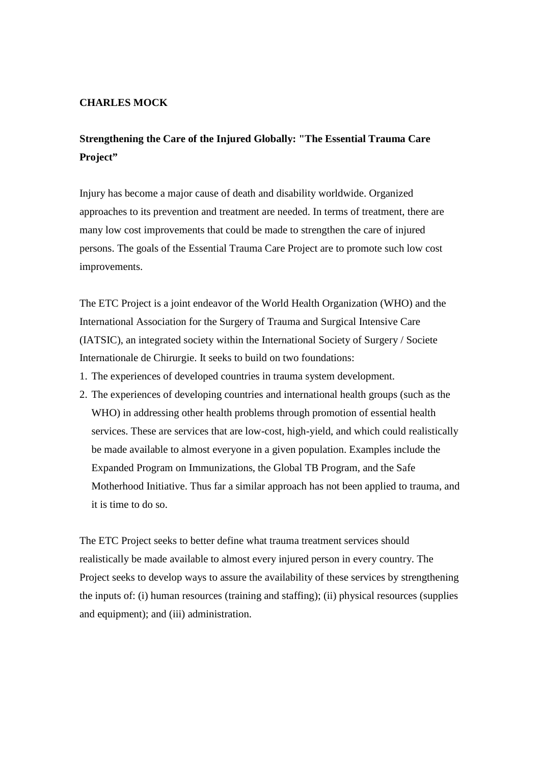**CHARLES MOCK**

## Strengthening the Care of the Injured Globally: "The Essential Trauma Care Project"

Injury has become a major cause of death and disability worldwide. Organized approaches to its prevention and treatment are needed. In terms of treatment, there are many low cost improvements that could be made to strengthen the care of injured persons. The goals of the Essential Trauma Care Project are to promote such low cost improvements.

The ETC Project is a joint endeavor of the World Health Organization (WHO) and the International Association for the Surgery of Trauma and Surgical Intensive Care (IATSIC), an integrated society within the International Society of Surgery / Societe Internationale de Chirurgie. It seeks to build on two foundations:

1. The experiences of developed countries in trauma system development.
2. The experiences of developing countries and international health groups (such as the WHO) in addressing other health problems through promotion of essential health services. These are services that are low-cost, high-yield, and which could realistically be made available to almost everyone in a given population. Examples include the Expanded Program on Immunizations, the Global TB Program, and the Safe Motherhood Initiative. Thus far a similar approach has not been applied to trauma, and it is time to do so.

The ETC Project seeks to better define what trauma treatment services should realistically be made available to almost every injured person in every country. The Project seeks to develop ways to assure the availability of these services by strengthening the inputs of: (i) human resources (training and staffing); (ii) physical resources (supplies and equipment); and (iii) administration.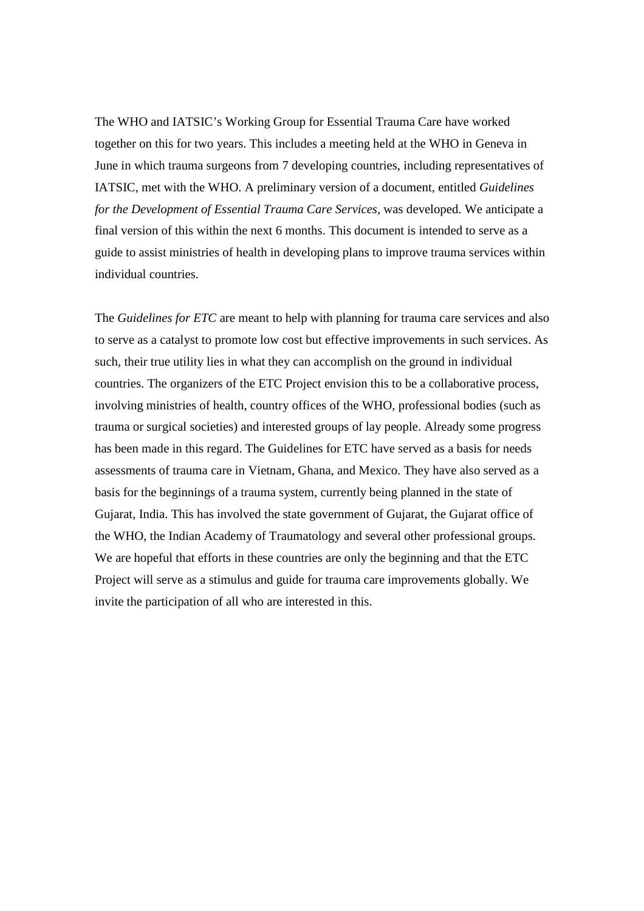The WHO and IATSIC's Working Group for Essential Trauma Care have worked together on this for two years. This includes a meeting held at the WHO in Geneva in June in which trauma surgeons from 7 developing countries, including representatives of IATSIC, met with the WHO. A preliminary version of a document, entitled *Guidelines for the Development of Essential Trauma Care Services*, was developed. We anticipate a final version of this within the next 6 months. This document is intended to serve as a guide to assist ministries of health in developing plans to improve trauma services within individual countries.

The *Guidelines for ETC* are meant to help with planning for trauma care services and also to serve as a catalyst to promote low cost but effective improvements in such services. As such, their true utility lies in what they can accomplish on the ground in individual countries. The organizers of the ETC Project envision this to be a collaborative process, involving ministries of health, country offices of the WHO, professional bodies (such as trauma or surgical societies) and interested groups of lay people. Already some progress has been made in this regard. The Guidelines for ETC have served as a basis for needs assessments of trauma care in Vietnam, Ghana, and Mexico. They have also served as a basis for the beginnings of a trauma system, currently being planned in the state of Gujarat, India. This has involved the state government of Gujarat, the Gujarat office of the WHO, the Indian Academy of Traumatology and several other professional groups. We are hopeful that efforts in these countries are only the beginning and that the ETC Project will serve as a stimulus and guide for trauma care improvements globally. We invite the participation of all who are interested in this.